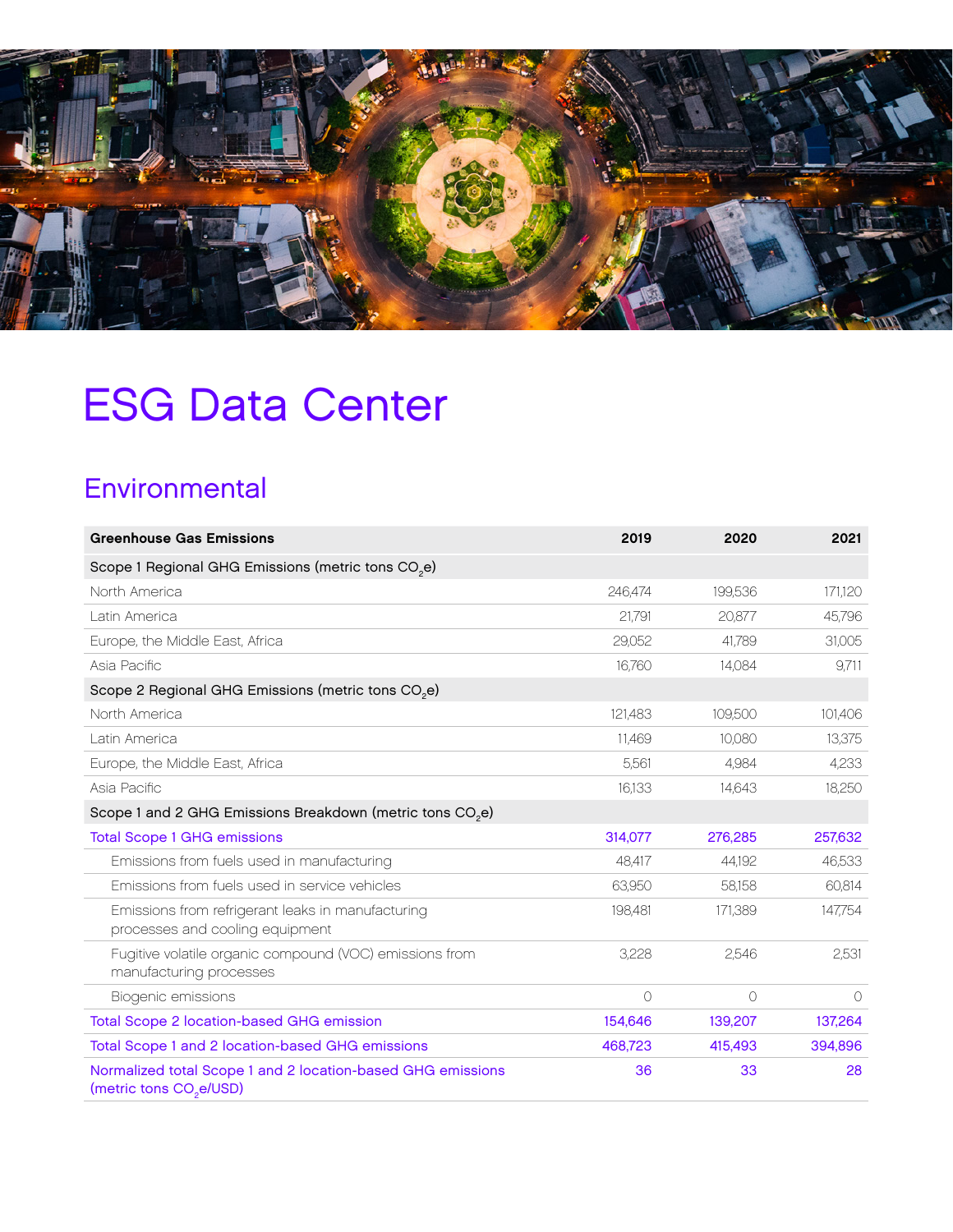# ESG Data Center

## Environmental

| Greenhouse Gas Emissions | 2019 | 2020 | 2021 |
|---|---|---|---|
| Scope 1 Regional GHG Emissions (metric tons $CO_2e$) | | | |
| North America | 246,474 | 199,536 | 171,120 |
| Latin America | 21,791 | 20,877 | 45,796 |
| Europe, the Middle East, Africa | 29,052 | 41,789 | 31,005 |
| Asia Pacific | 16,760 | 14,084 | 9,711 |
| Scope 2 Regional GHG Emissions (metric tons $CO_2e$) | | | |
| North America | 121,483 | 109,500 | 101,406 |
| Latin America | 11,469 | 10,080 | 13,375 |
| Europe, the Middle East, Africa | 5,561 | 4,984 | 4,233 |
| Asia Pacific | 16,133 | 14,643 | 18,250 |
| Scope 1 and 2 GHG Emissions Breakdown (metric tons $CO_2e$) | | | |
| Total Scope 1 GHG emissions | 314,077 | 276,285 | 257,632 |
| Emissions from fuels used in manufacturing | 48,417 | 44,192 | 46,533 |
| Emissions from fuels used in service vehicles | 63,950 | 58,158 | 60,814 |
| Emissions from refrigerant leaks in manufacturing processes and cooling equipment | 198,481 | 171,389 | 147,754 |
| Fugitive volatile organic compound (VOC) emissions from manufacturing processes | 3,228 | 2,546 | 2,531 |
| Biogenic emissions | 0 | 0 | 0 |
| Total Scope 2 location-based GHG emission | 154,646 | 139,207 | 137,264 |
| Total Scope 1 and 2 location-based GHG emissions | 468,723 | 415,493 | 394,896 |
| Normalized total Scope 1 and 2 location-based GHG emissions (metric tons $CO_2e$/USD) | 36 | 33 | 28 |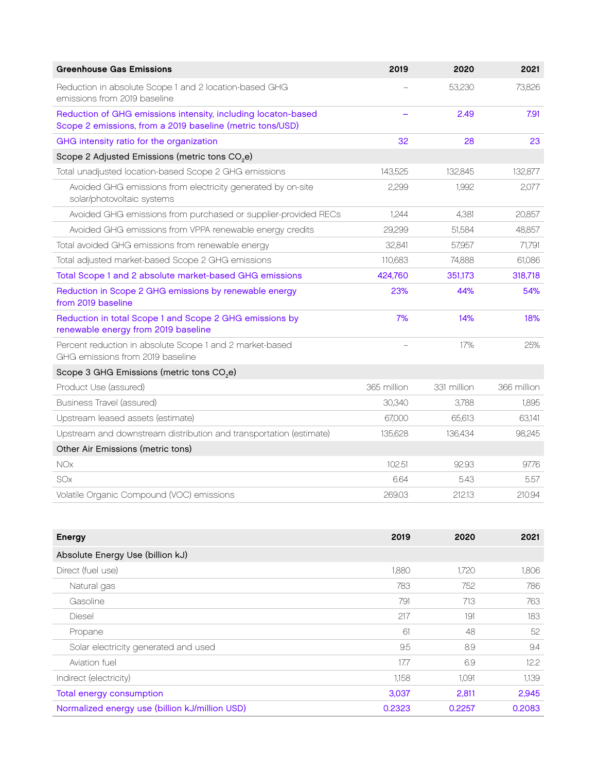| Greenhouse Gas Emissions | 2019 | 2020 | 2021 |
|---|---|---|---|
| Reduction in absolute Scope 1 and 2 location-based GHG emissions from 2019 baseline | – | 53,230 | 73,826 |
| Reduction of GHG emissions intensity, including locaton-based Scope 2 emissions, from a 2019 baseline (metric tons/USD) | – | 2.49 | 7.91 |
| GHG intensity ratio for the organization | 32 | 28 | 23 |
| Scope 2 Adjusted Emissions (metric tons $CO_2e$) | | | |
| Total unadjusted location-based Scope 2 GHG emissions | 143,525 | 132,845 | 132,877 |
| Avoided GHG emissions from electricity generated by on-site solar/photovoltaic systems | 2,299 | 1,992 | 2,077 |
| Avoided GHG emissions from purchased or supplier-provided RECs | 1,244 | 4,381 | 20,857 |
| Avoided GHG emissions from VPPA renewable energy credits | 29,299 | 51,584 | 48,857 |
| Total avoided GHG emissions from renewable energy | 32,841 | 57,957 | 71,791 |
| Total adjusted market-based Scope 2 GHG emissions | 110,683 | 74,888 | 61,086 |
| Total Scope 1 and 2 absolute market-based GHG emissions | 424,760 | 351,173 | 318,718 |
| Reduction in Scope 2 GHG emissions by renewable energy from 2019 baseline | 23% | 44% | 54% |
| Reduction in total Scope 1 and Scope 2 GHG emissions by renewable energy from 2019 baseline | 7% | 14% | 18% |
| Percent reduction in absolute Scope 1 and 2 market-based GHG emissions from 2019 baseline | – | 17% | 25% |
| Scope 3 GHG Emissions (metric tons $CO_2e$) | | | |
| Product Use (assured) | 365 million | 331 million | 366 million |
| Business Travel (assured) | 30,340 | 3,788 | 1,895 |
| Upstream leased assets (estimate) | 67,000 | 65,613 | 63,141 |
| Upstream and downstream distribution and transportation (estimate) | 135,628 | 136,434 | 98,245 |
| Other Air Emissions (metric tons) | | | |
| NOx | 102.51 | 92.93 | 97.76 |
| SOx | 6.64 | 5.43 | 5.57 |
| Volatile Organic Compound (VOC) emissions | 269.03 | 212.13 | 210.94 |

| Energy | 2019 | 2020 | 2021 |
|---|---|---|---|
| Absolute Energy Use (billion kJ) | | | |
| Direct (fuel use) | 1,880 | 1,720 | 1,806 |
| Natural gas | 783 | 752 | 786 |
| Gasoline | 791 | 713 | 763 |
| Diesel | 217 | 191 | 183 |
| Propane | 61 | 48 | 52 |
| Solar electricity generated and used | 9.5 | 8.9 | 9.4 |
| Aviation fuel | 17.7 | 6.9 | 12.2 |
| Indirect (electricity) | 1,158 | 1,091 | 1,139 |
| Total energy consumption | 3,037 | 2,811 | 2,945 |
| Normalized energy use (billion kJ/million USD) | 0.2323 | 0.2257 | 0.2083 |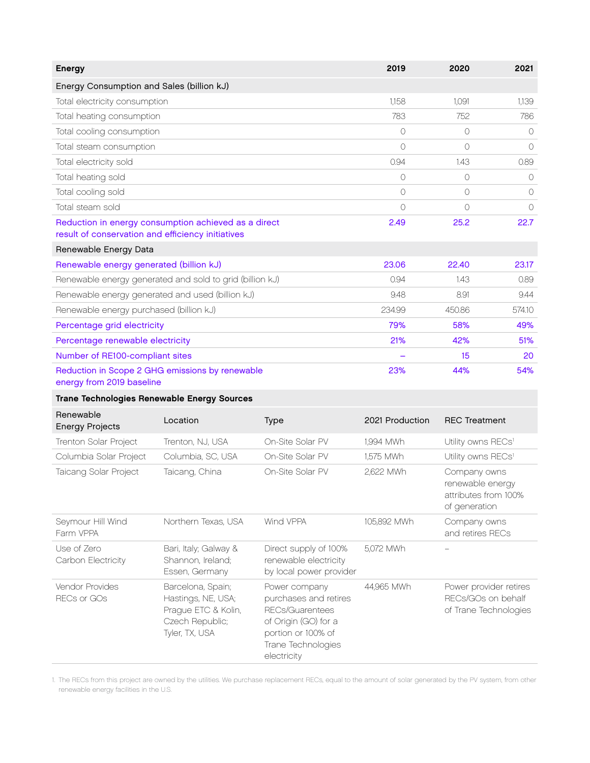| Energy | 2019 | 2020 | 2021 |
|---|---|---|---|
| **Energy Consumption and Sales (billion kJ)** | | | |
| Total electricity consumption | 1,158 | 1,091 | 1,139 |
| Total heating consumption | 783 | 752 | 786 |
| Total cooling consumption | 0 | 0 | 0 |
| Total steam consumption | 0 | 0 | 0 |
| Total electricity sold | 0.94 | 1.43 | 0.89 |
| Total heating sold | 0 | 0 | 0 |
| Total cooling sold | 0 | 0 | 0 |
| Total steam sold | 0 | 0 | 0 |
| Reduction in energy consumption achieved as a direct result of conservation and efficiency initiatives | 2.49 | 25.2 | 22.7 |
| **Renewable Energy Data** | | | |
| Renewable energy generated (billion kJ) | 23.06 | 22.40 | 23.17 |
| Renewable energy generated and sold to grid (billion kJ) | 0.94 | 1.43 | 0.89 |
| Renewable energy generated and used (billion kJ) | 9.48 | 8.91 | 9.44 |
| Renewable energy purchased (billion kJ) | 234.99 | 450.86 | 574.10 |
| Percentage grid electricity | 79% | 58% | 49% |
| Percentage renewable electricity | 21% | 42% | 51% |
| Number of RE100-compliant sites | – | 15 | 20 |
| Reduction in Scope 2 GHG emissions by renewable energy from 2019 baseline | 23% | 44% | 54% |

**Trane Technologies Renewable Energy Sources**

| Renewable Energy Projects | Location | Type | 2021 Production | REC Treatment |
|---|---|---|---|---|
| Trenton Solar Project | Trenton, NJ, USA | On-Site Solar PV | 1,994 MWh | Utility owns RECs[1] |
| Columbia Solar Project | Columbia, SC, USA | On-Site Solar PV | 1,575 MWh | Utility owns RECs[1] |
| Taicang Solar Project | Taicang, China | On-Site Solar PV | 2,622 MWh | Company owns renewable energy attributes from 100% of generation |
| Seymour Hill Wind Farm VPPA | Northern Texas, USA | Wind VPPA | 105,892 MWh | Company owns and retires RECs |
| Use of Zero Carbon Electricity | Bari, Italy; Galway & Shannon, Ireland; Essen, Germany | Direct supply of 100% renewable electricity by local power provider | 5,072 MWh | – |
| Vendor Provides RECs or GOs | Barcelona, Spain; Hastings, NE, USA; Prague ETC & Kolin, Czech Republic; Tyler, TX, USA | Power company purchases and retires RECs/Guarentees of Origin (GO) for a portion or 100% of Trane Technologies electricity | 44,965 MWh | Power provider retires RECs/GOs on behalf of Trane Technologies |

1. The RECs from this project are owned by the utilities. We purchase replacement RECs, equal to the amount of solar generated by the PV system, from other renewable energy facilities in the U.S.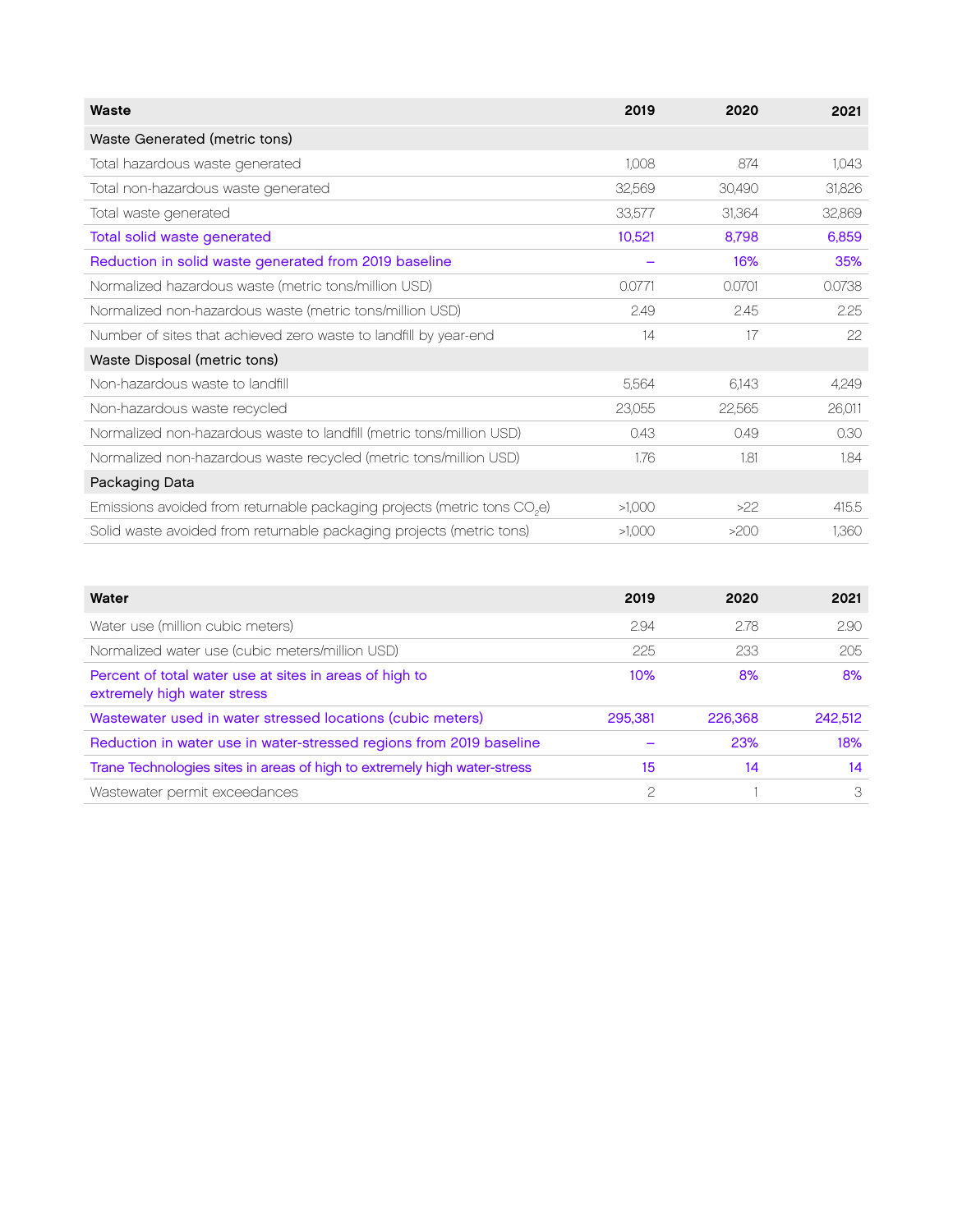| Waste | 2019 | 2020 | 2021 |
|---|---|---|---|
| Waste Generated (metric tons) | | | |
| Total hazardous waste generated | 1,008 | 874 | 1,043 |
| Total non-hazardous waste generated | 32,569 | 30,490 | 31,826 |
| Total waste generated | 33,577 | 31,364 | 32,869 |
| Total solid waste generated | 10,521 | 8,798 | 6,859 |
| Reduction in solid waste generated from 2019 baseline | – | 16% | 35% |
| Normalized hazardous waste (metric tons/million USD) | 0.0771 | 0.0701 | 0.0738 |
| Normalized non-hazardous waste (metric tons/million USD) | 2.49 | 2.45 | 2.25 |
| Number of sites that achieved zero waste to landfill by year-end | 14 | 17 | 22 |
| Waste Disposal (metric tons) | | | |
| Non-hazardous waste to landfill | 5,564 | 6,143 | 4,249 |
| Non-hazardous waste recycled | 23,055 | 22,565 | 26,011 |
| Normalized non-hazardous waste to landfill (metric tons/million USD) | 0.43 | 0.49 | 0.30 |
| Normalized non-hazardous waste recycled (metric tons/million USD) | 1.76 | 1.81 | 1.84 |
| Packaging Data | | | |
| Emissions avoided from returnable packaging projects (metric tons $CO_2e$) | >1,000 | >22 | 415.5 |
| Solid waste avoided from returnable packaging projects (metric tons) | >1,000 | >200 | 1,360 |

| Water | 2019 | 2020 | 2021 |
|---|---|---|---|
| Water use (million cubic meters) | 2.94 | 2.78 | 2.90 |
| Normalized water use (cubic meters/million USD) | 225 | 233 | 205 |
| Percent of total water use at sites in areas of high to extremely high water stress | 10% | 8% | 8% |
| Wastewater used in water stressed locations (cubic meters) | 295,381 | 226,368 | 242,512 |
| Reduction in water use in water-stressed regions from 2019 baseline | – | 23% | 18% |
| Trane Technologies sites in areas of high to extremely high water-stress | 15 | 14 | 14 |
| Wastewater permit exceedances | 2 | 1 | 3 |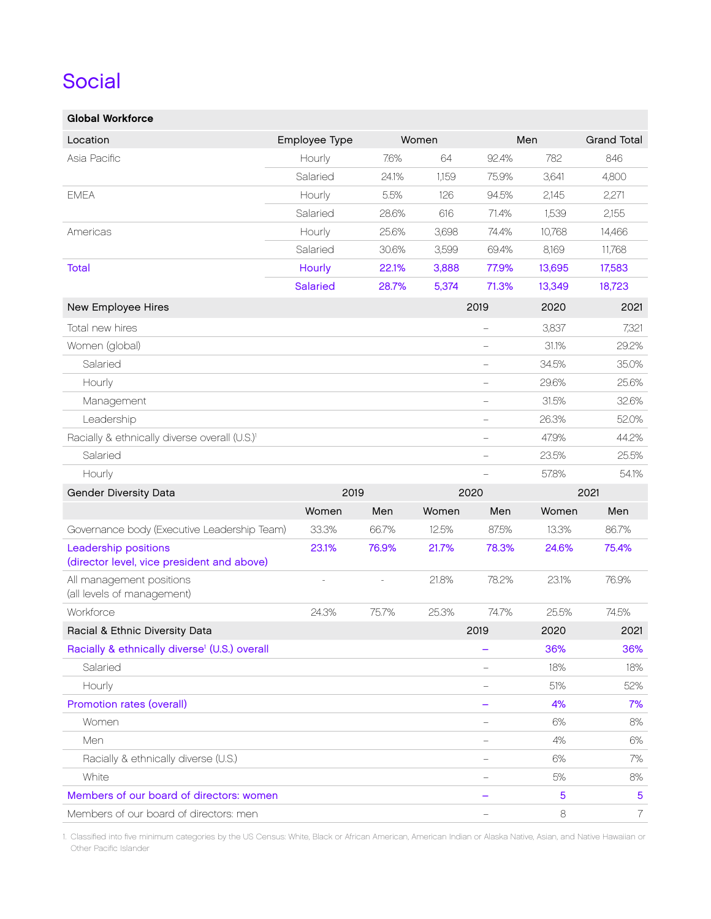# Social

## Global Workforce

| Location | Employee Type | Women | | Men | | Grand Total |
|---|---|---|---|---|---|---|
| Asia Pacific | Hourly | 7.6% | 64 | 92.4% | 782 | 846 |
| | Salaried | 24.1% | 1,159 | 75.9% | 3,641 | 4,800 |
| EMEA | Hourly | 5.5% | 126 | 94.5% | 2,145 | 2,271 |
| | Salaried | 28.6% | 616 | 71.4% | 1,539 | 2,155 |
| Americas | Hourly | 25.6% | 3,698 | 74.4% | 10,768 | 14,466 |
| | Salaried | 30.6% | 3,599 | 69.4% | 8,169 | 11,768 |
| Total | Hourly | 22.1% | 3,888 | 77.9% | 13,695 | 17,583 |
| | Salaried | 28.7% | 5,374 | 71.3% | 13,349 | 18,723 |

| New Employee Hires | 2019 | 2020 | 2021 |
|---|---|---|---|
| Total new hires | – | 3,837 | 7,321 |
| Women (global) | – | 31.1% | 29.2% |
| Salaried | – | 34.5% | 35.0% |
| Hourly | – | 29.6% | 25.6% |
| Management | – | 31.5% | 32.6% |
| Leadership | – | 26.3% | 52.0% |
| Racially & ethnically diverse overall (U.S.)[1] | – | 47.9% | 44.2% |
| Salaried | – | 23.5% | 25.5% |
| Hourly | – | 57.8% | 54.1% |

| Gender Diversity Data | 2019 | | 2020 | | 2021 | |
|---|---|---|---|---|---|---|
| | Women | Men | Women | Men | Women | Men |
| Governance body (Executive Leadership Team) | 33.3% | 66.7% | 12.5% | 87.5% | 13.3% | 86.7% |
| Leadership positions (director level, vice president and above) | 23.1% | 76.9% | 21.7% | 78.3% | 24.6% | 75.4% |
| All management positions (all levels of management) | - | - | 21.8% | 78.2% | 23.1% | 76.9% |
| Workforce | 24.3% | 75.7% | 25.3% | 74.7% | 25.5% | 74.5% |

| Racial & Ethnic Diversity Data | 2019 | 2020 | 2021 |
|---|---|---|---|
| Racially & ethnically diverse[1] (U.S.) overall | – | 36% | 36% |
| Salaried | – | 18% | 18% |
| Hourly | – | 51% | 52% |
| Promotion rates (overall) | – | 4% | 7% |
| Women | – | 6% | 8% |
| Men | – | 4% | 6% |
| Racially & ethnically diverse (U.S.) | – | 6% | 7% |
| White | – | 5% | 8% |
| Members of our board of directors: women | – | 5 | 5 |
| Members of our board of directors: men | – | 8 | 7 |

1. Classified into five minimum categories by the US Census: White, Black or African American, American Indian or Alaska Native, Asian, and Native Hawaiian or Other Pacific Islander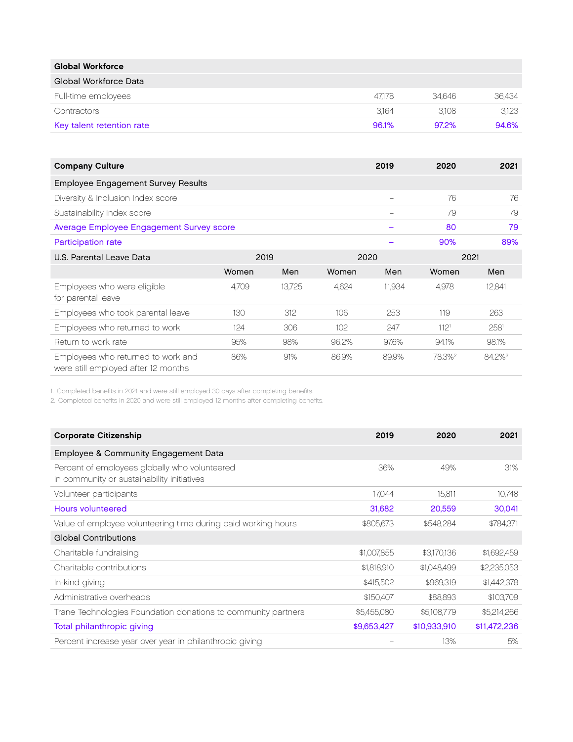| Global Workforce | | | |
|---|---|---|---|
| Global Workforce Data | | | |
| Full-time employees | 47,178 | 34,646 | 36,434 |
| Contractors | 3,164 | 3,108 | 3,123 |
| Key talent retention rate | 96.1% | 97.2% | 94.6% |

| Company Culture | 2019 | 2020 | 2021 |
|---|---|---|---|
| Employee Engagement Survey Results | | | |
| Diversity & Inclusion Index score | – | 76 | 76 |
| Sustainability Index score | – | 79 | 79 |
| Average Employee Engagement Survey score | – | 80 | 79 |
| Participation rate | – | 90% | 89% |

| U.S. Parental Leave Data | 2019 | | 2020 | | 2021 | |
|---|---|---|---|---|---|---|
| | Women | Men | Women | Men | Women | Men |
| Employees who were eligible for parental leave | 4,709 | 13,725 | 4,624 | 11,934 | 4,978 | 12,841 |
| Employees who took parental leave | 130 | 312 | 106 | 253 | 119 | 263 |
| Employees who returned to work | 124 | 306 | 102 | 247 | 112[1] | 258[1] |
| Return to work rate | 95% | 98% | 96.2% | 97.6% | 94.1% | 98.1% |
| Employees who returned to work and were still employed after 12 months | 86% | 91% | 86.9% | 89.9% | 78.3%[2] | 84.2%[2] |

1. Completed benefits in 2021 and were still employed 30 days after completing benefits.
2. Completed benefits in 2020 and were still employed 12 months after completing benefits.

| Corporate Citizenship | 2019 | 2020 | 2021 |
|---|---|---|---|
| Employee & Community Engagement Data | | | |
| Percent of employees globally who volunteered in community or sustainability initiatives | 36% | 49% | 31% |
| Volunteer participants | 17,044 | 15,811 | 10,748 |
| Hours volunteered | 31,682 | 20,559 | 30,041 |
| Value of employee volunteering time during paid working hours | $805,673 | $548,284 | $784,371 |
| Global Contributions | | | |
| Charitable fundraising | $1,007,855 | $3,170,136 | $1,692,459 |
| Charitable contributions | $1,818,910 | $1,048,499 | $2,235,053 |
| In-kind giving | $415,502 | $969,319 | $1,442,378 |
| Administrative overheads | $150,407 | $88,893 | $103,709 |
| Trane Technologies Foundation donations to community partners | $5,455,080 | $5,108,779 | $5,214,266 |
| Total philanthropic giving | $9,653,427 | $10,933,910 | $11,472,236 |
| Percent increase year over year in philanthropic giving | – | 13% | 5% |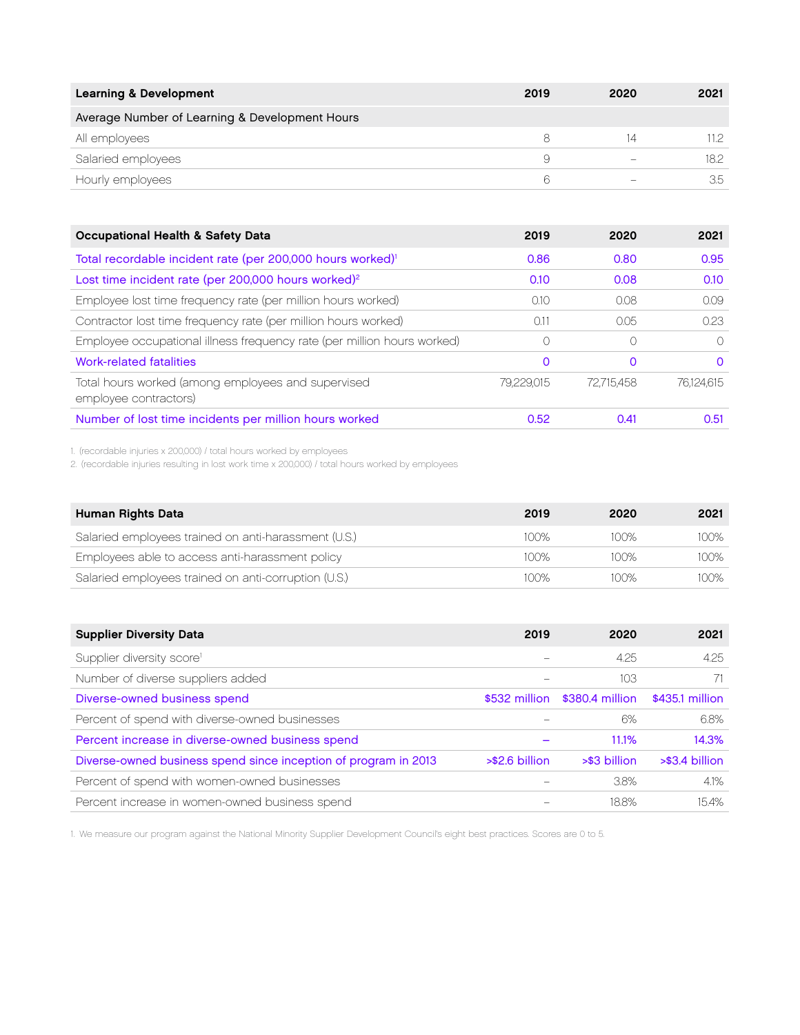| Learning & Development | 2019 | 2020 | 2021 |
|---|---|---|---|
| Average Number of Learning & Development Hours | | | |
| All employees | 8 | 14 | 11.2 |
| Salaried employees | 9 | – | 18.2 |
| Hourly employees | 6 | – | 3.5 |

| Occupational Health & Safety Data | 2019 | 2020 | 2021 |
|---|---|---|---|
| Total recordable incident rate (per 200,000 hours worked)[1] | 0.86 | 0.80 | 0.95 |
| Lost time incident rate (per 200,000 hours worked)[2] | 0.10 | 0.08 | 0.10 |
| Employee lost time frequency rate (per million hours worked) | 0.10 | 0.08 | 0.09 |
| Contractor lost time frequency rate (per million hours worked) | 0.11 | 0.05 | 0.23 |
| Employee occupational illness frequency rate (per million hours worked) | 0 | 0 | 0 |
| Work-related fatalities | 0 | 0 | 0 |
| Total hours worked (among employees and supervised employee contractors) | 79,229,015 | 72,715,458 | 76,124,615 |
| Number of lost time incidents per million hours worked | 0.52 | 0.41 | 0.51 |

1. (recordable injuries x 200,000) / total hours worked by employees
2. (recordable injuries resulting in lost work time x 200,000) / total hours worked by employees

| Human Rights Data | 2019 | 2020 | 2021 |
|---|---|---|---|
| Salaried employees trained on anti-harassment (U.S.) | 100% | 100% | 100% |
| Employees able to access anti-harassment policy | 100% | 100% | 100% |
| Salaried employees trained on anti-corruption (U.S.) | 100% | 100% | 100% |

| Supplier Diversity Data | 2019 | 2020 | 2021 |
|---|---|---|---|
| Supplier diversity score[1] | – | 4.25 | 4.25 |
| Number of diverse suppliers added | – | 103 | 71 |
| Diverse-owned business spend | $532 million | $380.4 million | $435.1 million |
| Percent of spend with diverse-owned businesses | – | 6% | 6.8% |
| Percent increase in diverse-owned business spend | – | 11.1% | 14.3% |
| Diverse-owned business spend since inception of program in 2013 | >$2.6 billion | >$3 billion | >$3.4 billion |
| Percent of spend with women-owned businesses | – | 3.8% | 4.1% |
| Percent increase in women-owned business spend | – | 18.8% | 15.4% |

1. We measure our program against the National Minority Supplier Development Council's eight best practices. Scores are 0 to 5.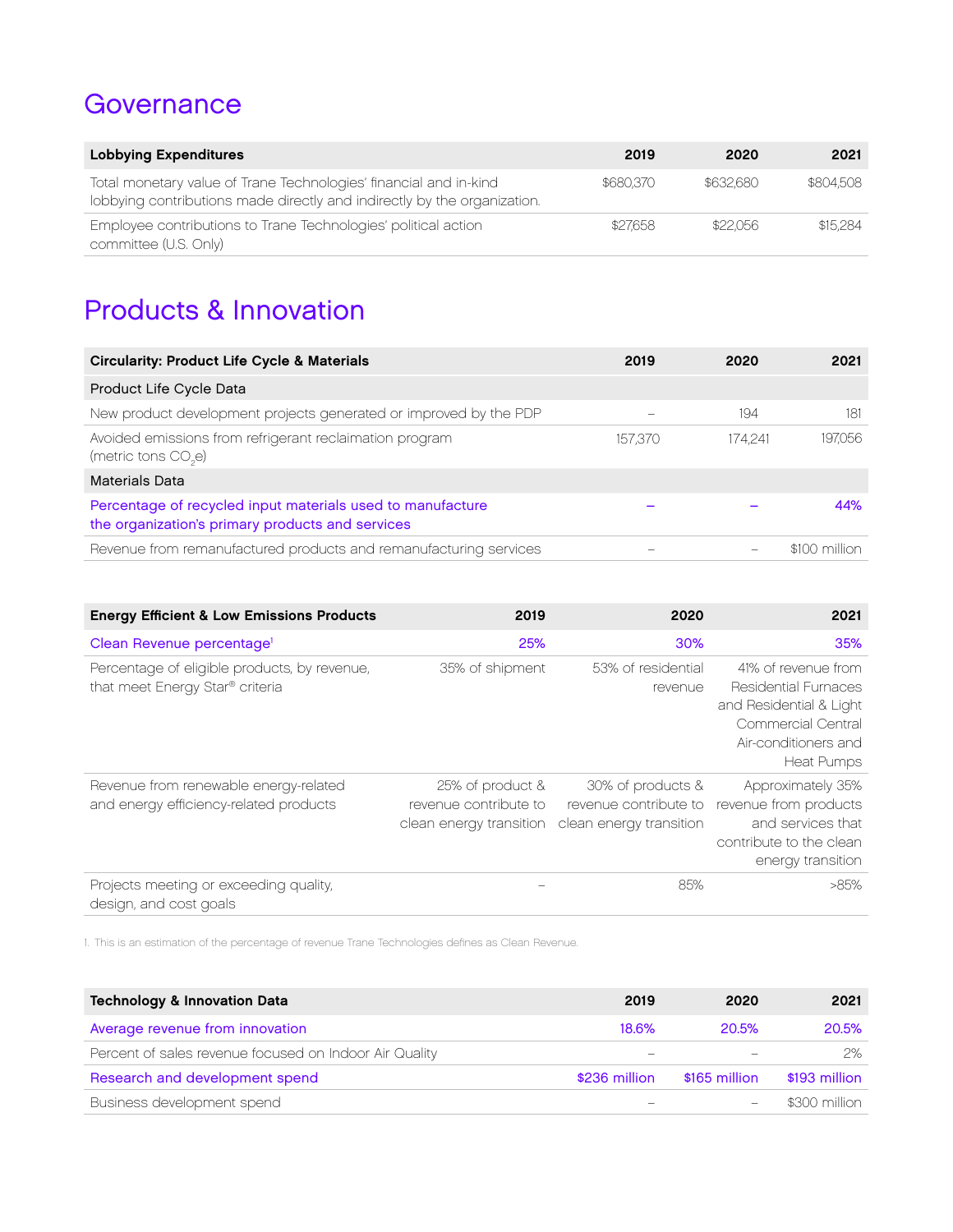# Governance

| Lobbying Expenditures | 2019 | 2020 | 2021 |
|---|---|---|---|
| Total monetary value of Trane Technologies' financial and in-kind lobbying contributions made directly and indirectly by the organization. | $680,370 | $632,680 | $804,508 |
| Employee contributions to Trane Technologies' political action committee (U.S. Only) | $27,658 | $22,056 | $15,284 |

# Products & Innovation

| Circularity: Product Life Cycle & Materials | 2019 | 2020 | 2021 |
|---|---|---|---|
| Product Life Cycle Data | | | |
| New product development projects generated or improved by the PDP | – | 194 | 181 |
| Avoided emissions from refrigerant reclaimation program (metric tons $CO_2e$) | 157,370 | 174,241 | 197,056 |
| Materials Data | | | |
| Percentage of recycled input materials used to manufacture the organization's primary products and services | – | – | 44% |
| Revenue from remanufactured products and remanufacturing services | – | – | $100 million |

| Energy Efficient & Low Emissions Products | 2019 | 2020 | 2021 |
|---|---|---|---|
| Clean Revenue percentage[1] | 25% | 30% | 35% |
| Percentage of eligible products, by revenue, that meet Energy Star® criteria | 35% of shipment | 53% of residential revenue | 41% of revenue from Residential Furnaces and Residential & Light Commercial Central Air-conditioners and Heat Pumps |
| Revenue from renewable energy-related and energy efficiency-related products | 25% of product & revenue contribute to clean energy transition | 30% of products & revenue contribute to clean energy transition | Approximately 35% revenue from products and services that contribute to the clean energy transition |
| Projects meeting or exceeding quality, design, and cost goals | – | 85% | >85% |

1. This is an estimation of the percentage of revenue Trane Technologies defines as Clean Revenue.

| Technology & Innovation Data | 2019 | 2020 | 2021 |
|---|---|---|---|
| Average revenue from innovation | 18.6% | 20.5% | 20.5% |
| Percent of sales revenue focused on Indoor Air Quality | – | – | 2% |
| Research and development spend | $236 million | $165 million | $193 million |
| Business development spend | – | – | $300 million |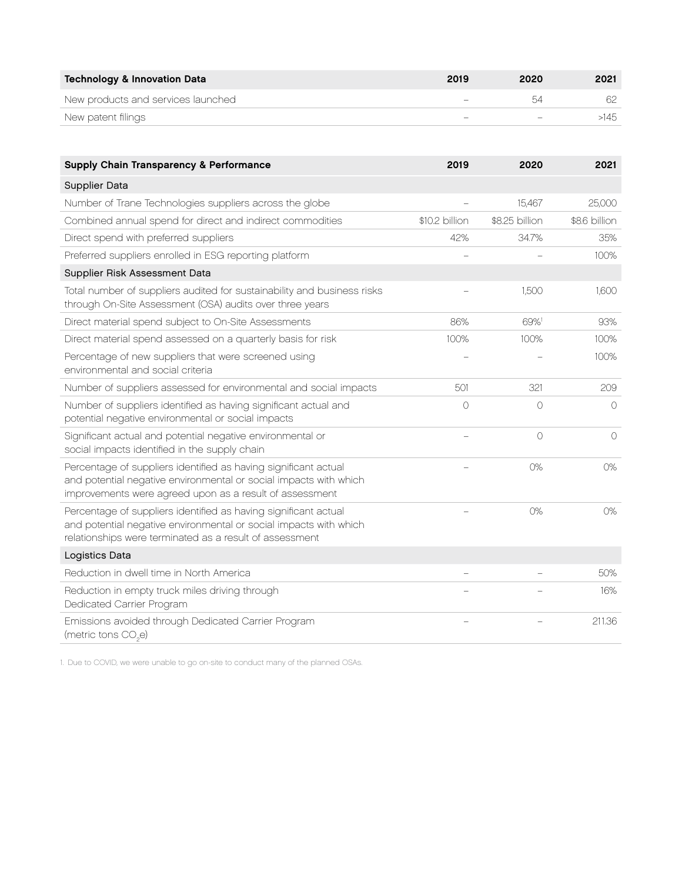| Technology & Innovation Data | 2019 | 2020 | 2021 |
|---|---|---|---|
| New products and services launched | – | 54 | 62 |
| New patent filings | – | – | >145 |

| Supply Chain Transparency & Performance | 2019 | 2020 | 2021 |
|---|---|---|---|
| Supplier Data | | | |
| Number of Trane Technologies suppliers across the globe | – | 15,467 | 25,000 |
| Combined annual spend for direct and indirect commodities | $10.2 billion | $8.25 billion | $8.6 billion |
| Direct spend with preferred suppliers | 42% | 34.7% | 35% |
| Preferred suppliers enrolled in ESG reporting platform | – | – | 100% |
| Supplier Risk Assessment Data | | | |
| Total number of suppliers audited for sustainability and business risks through On-Site Assessment (OSA) audits over three years | – | 1,500 | 1,600 |
| Direct material spend subject to On-Site Assessments | 86% | 69%[1] | 93% |
| Direct material spend assessed on a quarterly basis for risk | 100% | 100% | 100% |
| Percentage of new suppliers that were screened using environmental and social criteria | – | – | 100% |
| Number of suppliers assessed for environmental and social impacts | 501 | 321 | 209 |
| Number of suppliers identified as having significant actual and potential negative environmental or social impacts | 0 | 0 | 0 |
| Significant actual and potential negative environmental or social impacts identified in the supply chain | – | 0 | 0 |
| Percentage of suppliers identified as having significant actual and potential negative environmental or social impacts with which improvements were agreed upon as a result of assessment | – | 0% | 0% |
| Percentage of suppliers identified as having significant actual and potential negative environmental or social impacts with which relationships were terminated as a result of assessment | – | 0% | 0% |
| Logistics Data | | | |
| Reduction in dwell time in North America | – | – | 50% |
| Reduction in empty truck miles driving through Dedicated Carrier Program | – | – | 16% |
| Emissions avoided through Dedicated Carrier Program (metric tons $CO_2e$) | – | – | 211.36 |

1. Due to COVID, we were unable to go on-site to conduct many of the planned OSAs.